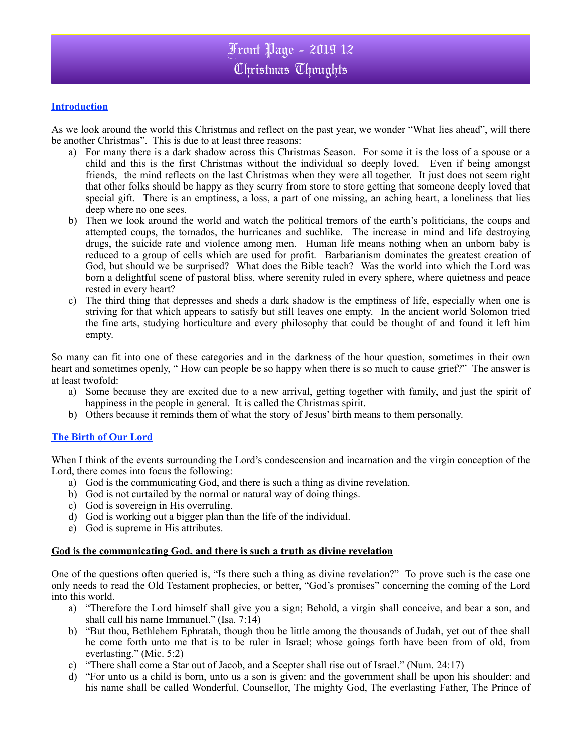# Front Page - 2019 12
# Christmas Thoughts

## Introduction

As we look around the world this Christmas and reflect on the past year, we wonder "What lies ahead", will there be another Christmas". This is due to at least three reasons:

a) For many there is a dark shadow across this Christmas Season. For some it is the loss of a spouse or a child and this is the first Christmas without the individual so deeply loved. Even if being amongst friends, the mind reflects on the last Christmas when they were all together. It just does not seem right that other folks should be happy as they scurry from store to store getting that someone deeply loved that special gift. There is an emptiness, a loss, a part of one missing, an aching heart, a loneliness that lies deep where no one sees.
b) Then we look around the world and watch the political tremors of the earth's politicians, the coups and attempted coups, the tornados, the hurricanes and suchlike. The increase in mind and life destroying drugs, the suicide rate and violence among men. Human life means nothing when an unborn baby is reduced to a group of cells which are used for profit. Barbarianism dominates the greatest creation of God, but should we be surprised? What does the Bible teach? Was the world into which the Lord was born a delightful scene of pastoral bliss, where serenity ruled in every sphere, where quietness and peace rested in every heart?
c) The third thing that depresses and sheds a dark shadow is the emptiness of life, especially when one is striving for that which appears to satisfy but still leaves one empty. In the ancient world Solomon tried the fine arts, studying horticulture and every philosophy that could be thought of and found it left him empty.

So many can fit into one of these categories and in the darkness of the hour question, sometimes in their own heart and sometimes openly, " How can people be so happy when there is so much to cause grief?" The answer is at least twofold:

a) Some because they are excited due to a new arrival, getting together with family, and just the spirit of happiness in the people in general. It is called the Christmas spirit.
b) Others because it reminds them of what the story of Jesus' birth means to them personally.

## The Birth of Our Lord

When I think of the events surrounding the Lord's condescension and incarnation and the virgin conception of the Lord, there comes into focus the following:

a) God is the communicating God, and there is such a thing as divine revelation.
b) God is not curtailed by the normal or natural way of doing things.
c) God is sovereign in His overruling.
d) God is working out a bigger plan than the life of the individual.
e) God is supreme in His attributes.

### God is the communicating God, and there is such a truth as divine revelation

One of the questions often queried is, "Is there such a thing as divine revelation?" To prove such is the case one only needs to read the Old Testament prophecies, or better, "God's promises" concerning the coming of the Lord into this world.

a) "Therefore the Lord himself shall give you a sign; Behold, a virgin shall conceive, and bear a son, and shall call his name Immanuel." (Isa. 7:14)
b) "But thou, Bethlehem Ephratah, though thou be little among the thousands of Judah, yet out of thee shall he come forth unto me that is to be ruler in Israel; whose goings forth have been from of old, from everlasting." (Mic. 5:2)
c) "There shall come a Star out of Jacob, and a Scepter shall rise out of Israel." (Num. 24:17)
d) "For unto us a child is born, unto us a son is given: and the government shall be upon his shoulder: and his name shall be called Wonderful, Counsellor, The mighty God, The everlasting Father, The Prince of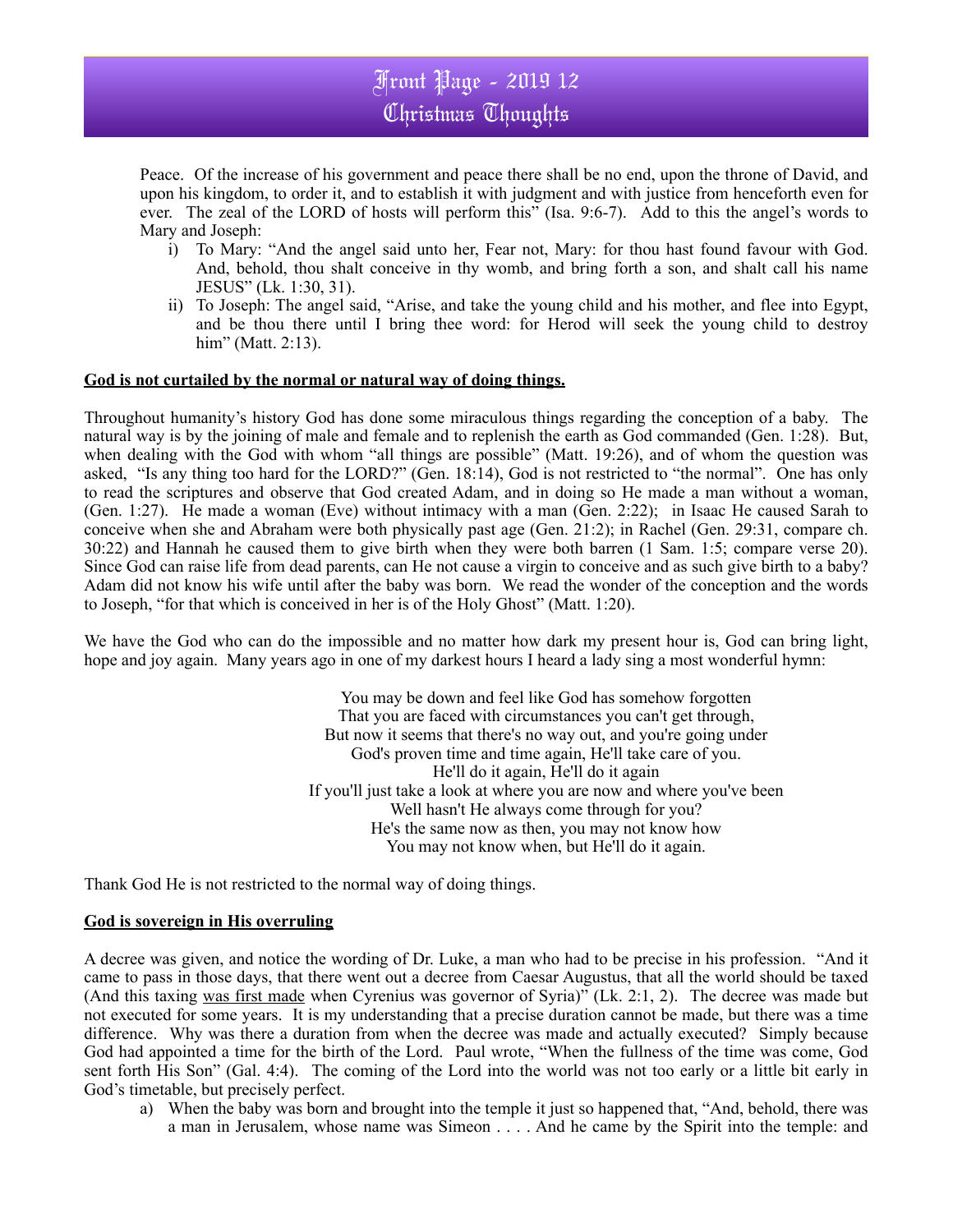Peace. Of the increase of his government and peace there shall be no end, upon the throne of David, and upon his kingdom, to order it, and to establish it with judgment and with justice from henceforth even for ever. The zeal of the LORD of hosts will perform this" (Isa. 9:6-7). Add to this the angel's words to Mary and Joseph:

i) To Mary: "And the angel said unto her, Fear not, Mary: for thou hast found favour with God. And, behold, thou shalt conceive in thy womb, and bring forth a son, and shalt call his name JESUS" (Lk. 1:30, 31).

ii) To Joseph: The angel said, "Arise, and take the young child and his mother, and flee into Egypt, and be thou there until I bring thee word: for Herod will seek the young child to destroy him" (Matt. 2:13).

**God is not curtailed by the normal or natural way of doing things.**

Throughout humanity's history God has done some miraculous things regarding the conception of a baby. The natural way is by the joining of male and female and to replenish the earth as God commanded (Gen. 1:28). But, when dealing with the God with whom "all things are possible" (Matt. 19:26), and of whom the question was asked, "Is any thing too hard for the LORD?" (Gen. 18:14), God is not restricted to "the normal". One has only to read the scriptures and observe that God created Adam, and in doing so He made a man without a woman, (Gen. 1:27). He made a woman (Eve) without intimacy with a man (Gen. 2:22); in Isaac He caused Sarah to conceive when she and Abraham were both physically past age (Gen. 21:2); in Rachel (Gen. 29:31, compare ch. 30:22) and Hannah he caused them to give birth when they were both barren (1 Sam. 1:5; compare verse 20). Since God can raise life from dead parents, can He not cause a virgin to conceive and as such give birth to a baby? Adam did not know his wife until after the baby was born. We read the wonder of the conception and the words to Joseph, "for that which is conceived in her is of the Holy Ghost" (Matt. 1:20).

We have the God who can do the impossible and no matter how dark my present hour is, God can bring light, hope and joy again. Many years ago in one of my darkest hours I heard a lady sing a most wonderful hymn:

You may be down and feel like God has somehow forgotten
That you are faced with circumstances you can't get through,
But now it seems that there's no way out, and you're going under
God's proven time and time again, He'll take care of you.
He'll do it again, He'll do it again
If you'll just take a look at where you are now and where you've been
Well hasn't He always come through for you?
He's the same now as then, you may not know how
You may not know when, but He'll do it again.

Thank God He is not restricted to the normal way of doing things.

**God is sovereign in His overruling**

A decree was given, and notice the wording of Dr. Luke, a man who had to be precise in his profession. "And it came to pass in those days, that there went out a decree from Caesar Augustus, that all the world should be taxed (And this taxing was first made when Cyrenius was governor of Syria)" (Lk. 2:1, 2). The decree was made but not executed for some years. It is my understanding that a precise duration cannot be made, but there was a time difference. Why was there a duration from when the decree was made and actually executed? Simply because God had appointed a time for the birth of the Lord. Paul wrote, "When the fullness of the time was come, God sent forth His Son" (Gal. 4:4). The coming of the Lord into the world was not too early or a little bit early in God's timetable, but precisely perfect.

a) When the baby was born and brought into the temple it just so happened that, "And, behold, there was a man in Jerusalem, whose name was Simeon . . . . And he came by the Spirit into the temple: and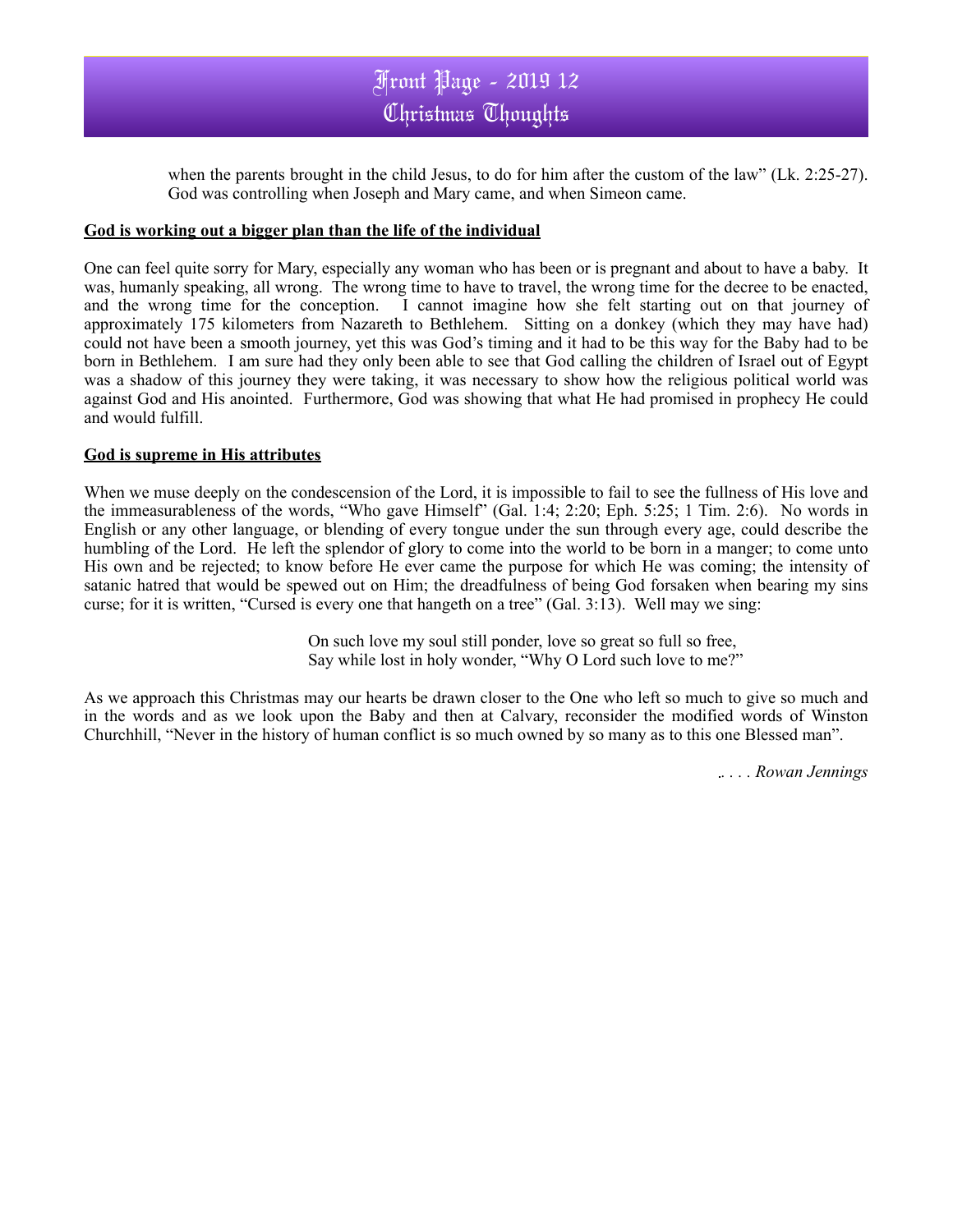when the parents brought in the child Jesus, to do for him after the custom of the law" (Lk. 2:25-27). God was controlling when Joseph and Mary came, and when Simeon came.

**God is working out a bigger plan than the life of the individual**

One can feel quite sorry for Mary, especially any woman who has been or is pregnant and about to have a baby. It was, humanly speaking, all wrong. The wrong time to have to travel, the wrong time for the decree to be enacted, and the wrong time for the conception. I cannot imagine how she felt starting out on that journey of approximately 175 kilometers from Nazareth to Bethlehem. Sitting on a donkey (which they may have had) could not have been a smooth journey, yet this was God's timing and it had to be this way for the Baby had to be born in Bethlehem. I am sure had they only been able to see that God calling the children of Israel out of Egypt was a shadow of this journey they were taking, it was necessary to show how the religious political world was against God and His anointed. Furthermore, God was showing that what He had promised in prophecy He could and would fulfill.

**God is supreme in His attributes**

When we muse deeply on the condescension of the Lord, it is impossible to fail to see the fullness of His love and the immeasurableness of the words, "Who gave Himself" (Gal. 1:4; 2:20; Eph. 5:25; 1 Tim. 2:6). No words in English or any other language, or blending of every tongue under the sun through every age, could describe the humbling of the Lord. He left the splendor of glory to come into the world to be born in a manger; to come unto His own and be rejected; to know before He ever came the purpose for which He was coming; the intensity of satanic hatred that would be spewed out on Him; the dreadfulness of being God forsaken when bearing my sins curse; for it is written, "Cursed is every one that hangeth on a tree" (Gal. 3:13). Well may we sing:

> On such love my soul still ponder, love so great so full so free,
> Say while lost in holy wonder, "Why O Lord such love to me?"

As we approach this Christmas may our hearts be drawn closer to the One who left so much to give so much and in the words and as we look upon the Baby and then at Calvary, reconsider the modified words of Winston Churchhill, "Never in the history of human conflict is so much owned by so many as to this one Blessed man".

*.. . . . Rowan Jennings*